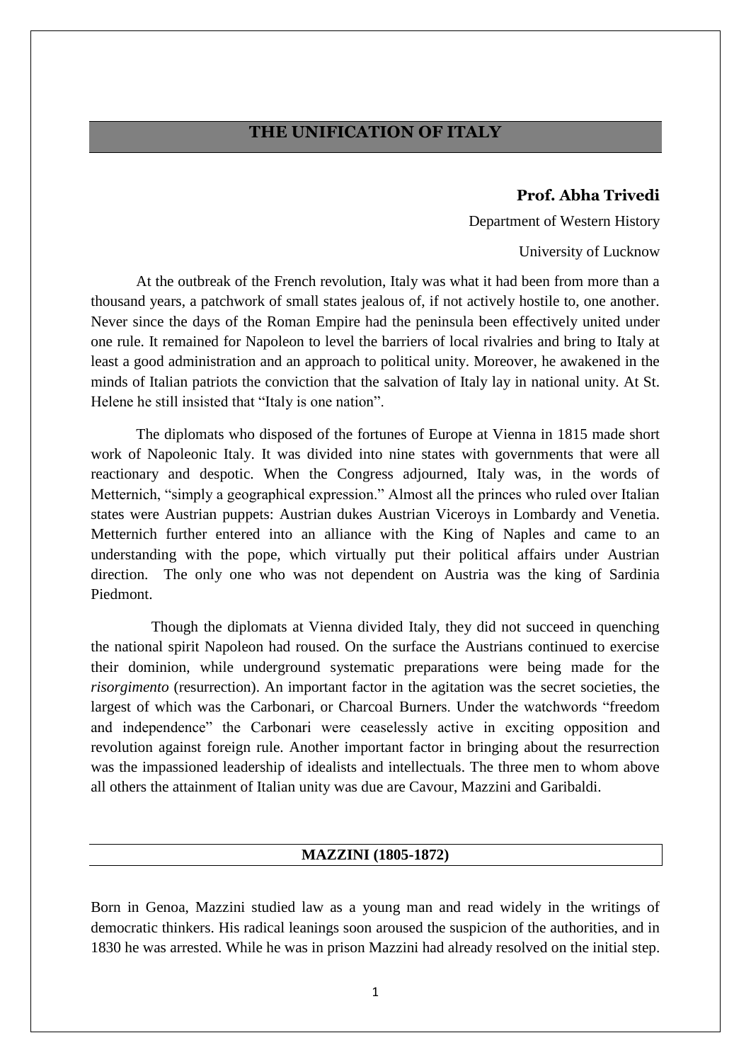# THE UNIFICATION OF ITALY

**Prof. Abha Trivedi**

Department of Western History

University of Lucknow

At the outbreak of the French revolution, Italy was what it had been from more than a thousand years, a patchwork of small states jealous of, if not actively hostile to, one another. Never since the days of the Roman Empire had the peninsula been effectively united under one rule. It remained for Napoleon to level the barriers of local rivalries and bring to Italy at least a good administration and an approach to political unity. Moreover, he awakened in the minds of Italian patriots the conviction that the salvation of Italy lay in national unity. At St. Helene he still insisted that "Italy is one nation".

The diplomats who disposed of the fortunes of Europe at Vienna in 1815 made short work of Napoleonic Italy. It was divided into nine states with governments that were all reactionary and despotic. When the Congress adjourned, Italy was, in the words of Metternich, "simply a geographical expression." Almost all the princes who ruled over Italian states were Austrian puppets: Austrian dukes Austrian Viceroys in Lombardy and Venetia. Metternich further entered into an alliance with the King of Naples and came to an understanding with the pope, which virtually put their political affairs under Austrian direction. The only one who was not dependent on Austria was the king of Sardinia Piedmont.

Though the diplomats at Vienna divided Italy, they did not succeed in quenching the national spirit Napoleon had roused. On the surface the Austrians continued to exercise their dominion, while underground systematic preparations were being made for the *risorgimento* (resurrection). An important factor in the agitation was the secret societies, the largest of which was the Carbonari, or Charcoal Burners. Under the watchwords "freedom and independence" the Carbonari were ceaselessly active in exciting opposition and revolution against foreign rule. Another important factor in bringing about the resurrection was the impassioned leadership of idealists and intellectuals. The three men to whom above all others the attainment of Italian unity was due are Cavour, Mazzini and Garibaldi.

## MAZZINI (1805-1872)

Born in Genoa, Mazzini studied law as a young man and read widely in the writings of democratic thinkers. His radical leanings soon aroused the suspicion of the authorities, and in 1830 he was arrested. While he was in prison Mazzini had already resolved on the initial step.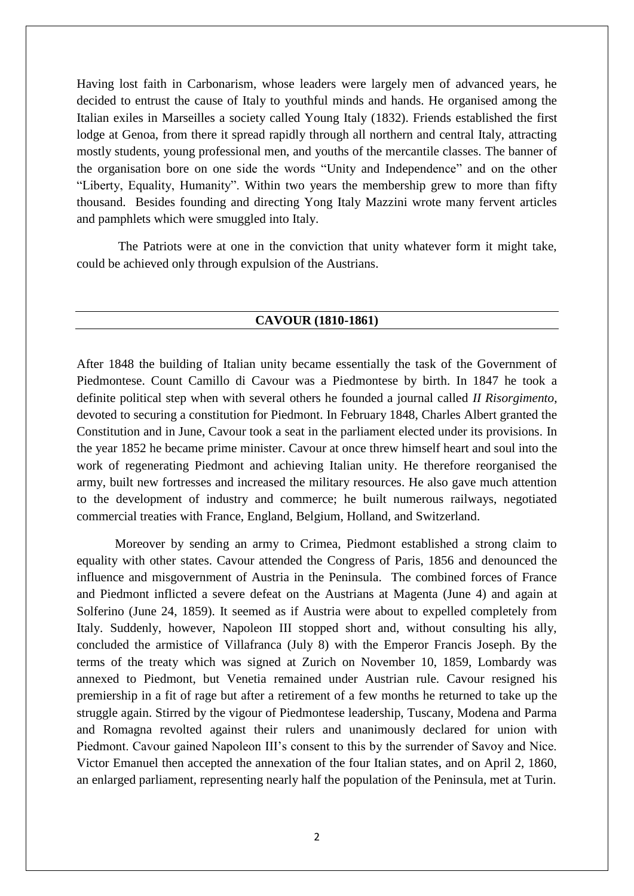Having lost faith in Carbonarism, whose leaders were largely men of advanced years, he decided to entrust the cause of Italy to youthful minds and hands. He organised among the Italian exiles in Marseilles a society called Young Italy (1832). Friends established the first lodge at Genoa, from there it spread rapidly through all northern and central Italy, attracting mostly students, young professional men, and youths of the mercantile classes. The banner of the organisation bore on one side the words "Unity and Independence" and on the other "Liberty, Equality, Humanity". Within two years the membership grew to more than fifty thousand. Besides founding and directing Yong Italy Mazzini wrote many fervent articles and pamphlets which were smuggled into Italy.

The Patriots were at one in the conviction that unity whatever form it might take, could be achieved only through expulsion of the Austrians.

## CAVOUR (1810-1861)

After 1848 the building of Italian unity became essentially the task of the Government of Piedmontese. Count Camillo di Cavour was a Piedmontese by birth. In 1847 he took a definite political step when with several others he founded a journal called *II Risorgimento*, devoted to securing a constitution for Piedmont. In February 1848, Charles Albert granted the Constitution and in June, Cavour took a seat in the parliament elected under its provisions. In the year 1852 he became prime minister. Cavour at once threw himself heart and soul into the work of regenerating Piedmont and achieving Italian unity. He therefore reorganised the army, built new fortresses and increased the military resources. He also gave much attention to the development of industry and commerce; he built numerous railways, negotiated commercial treaties with France, England, Belgium, Holland, and Switzerland.

Moreover by sending an army to Crimea, Piedmont established a strong claim to equality with other states. Cavour attended the Congress of Paris, 1856 and denounced the influence and misgovernment of Austria in the Peninsula. The combined forces of France and Piedmont inflicted a severe defeat on the Austrians at Magenta (June 4) and again at Solferino (June 24, 1859). It seemed as if Austria were about to expelled completely from Italy. Suddenly, however, Napoleon III stopped short and, without consulting his ally, concluded the armistice of Villafranca (July 8) with the Emperor Francis Joseph. By the terms of the treaty which was signed at Zurich on November 10, 1859, Lombardy was annexed to Piedmont, but Venetia remained under Austrian rule. Cavour resigned his premiership in a fit of rage but after a retirement of a few months he returned to take up the struggle again. Stirred by the vigour of Piedmontese leadership, Tuscany, Modena and Parma and Romagna revolted against their rulers and unanimously declared for union with Piedmont. Cavour gained Napoleon III's consent to this by the surrender of Savoy and Nice. Victor Emanuel then accepted the annexation of the four Italian states, and on April 2, 1860, an enlarged parliament, representing nearly half the population of the Peninsula, met at Turin.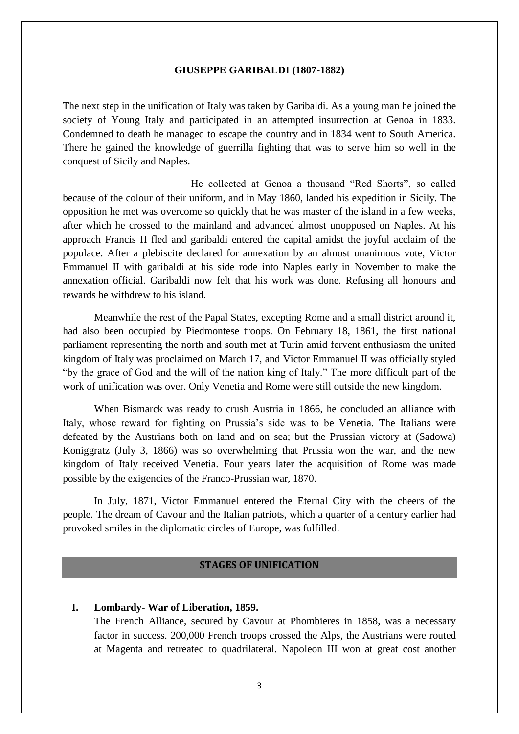## GIUSEPPE GARIBALDI (1807-1882)

The next step in the unification of Italy was taken by Garibaldi. As a young man he joined the society of Young Italy and participated in an attempted insurrection at Genoa in 1833. Condemned to death he managed to escape the country and in 1834 went to South America. There he gained the knowledge of guerrilla fighting that was to serve him so well in the conquest of Sicily and Naples.

He collected at Genoa a thousand "Red Shorts", so called because of the colour of their uniform, and in May 1860, landed his expedition in Sicily. The opposition he met was overcome so quickly that he was master of the island in a few weeks, after which he crossed to the mainland and advanced almost unopposed on Naples. At his approach Francis II fled and garibaldi entered the capital amidst the joyful acclaim of the populace. After a plebiscite declared for annexation by an almost unanimous vote, Victor Emmanuel II with garibaldi at his side rode into Naples early in November to make the annexation official. Garibaldi now felt that his work was done. Refusing all honours and rewards he withdrew to his island.

Meanwhile the rest of the Papal States, excepting Rome and a small district around it, had also been occupied by Piedmontese troops. On February 18, 1861, the first national parliament representing the north and south met at Turin amid fervent enthusiasm the united kingdom of Italy was proclaimed on March 17, and Victor Emmanuel II was officially styled "by the grace of God and the will of the nation king of Italy." The more difficult part of the work of unification was over. Only Venetia and Rome were still outside the new kingdom.

When Bismarck was ready to crush Austria in 1866, he concluded an alliance with Italy, whose reward for fighting on Prussia's side was to be Venetia. The Italians were defeated by the Austrians both on land and on sea; but the Prussian victory at (Sadowa) Koniggratz (July 3, 1866) was so overwhelming that Prussia won the war, and the new kingdom of Italy received Venetia. Four years later the acquisition of Rome was made possible by the exigencies of the Franco-Prussian war, 1870.

In July, 1871, Victor Emmanuel entered the Eternal City with the cheers of the people. The dream of Cavour and the Italian patriots, which a quarter of a century earlier had provoked smiles in the diplomatic circles of Europe, was fulfilled.

## STAGES OF UNIFICATION

**I. Lombardy- War of Liberation, 1859.**

The French Alliance, secured by Cavour at Phombieres in 1858, was a necessary factor in success. 200,000 French troops crossed the Alps, the Austrians were routed at Magenta and retreated to quadrilateral. Napoleon III won at great cost another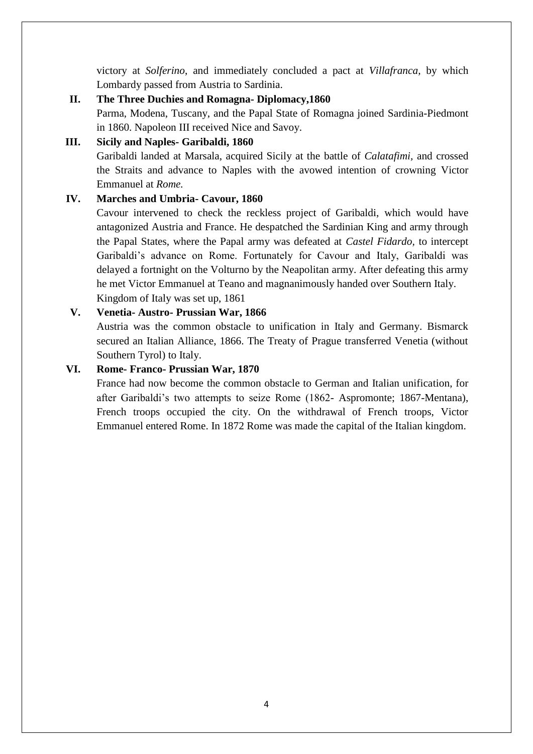victory at *Solferino*, and immediately concluded a pact at *Villafranca*, by which Lombardy passed from Austria to Sardinia.

**II. The Three Duchies and Romagna- Diplomacy,1860**

Parma, Modena, Tuscany, and the Papal State of Romagna joined Sardinia-Piedmont in 1860. Napoleon III received Nice and Savoy.

**III. Sicily and Naples- Garibaldi, 1860**

Garibaldi landed at Marsala, acquired Sicily at the battle of *Calatafimi*, and crossed the Straits and advance to Naples with the avowed intention of crowning Victor Emmanuel at *Rome.*

**IV. Marches and Umbria- Cavour, 1860**

Cavour intervened to check the reckless project of Garibaldi, which would have antagonized Austria and France. He despatched the Sardinian King and army through the Papal States, where the Papal army was defeated at *Castel Fidardo,* to intercept Garibaldi's advance on Rome. Fortunately for Cavour and Italy, Garibaldi was delayed a fortnight on the Volturno by the Neapolitan army. After defeating this army he met Victor Emmanuel at Teano and magnanimously handed over Southern Italy. Kingdom of Italy was set up, 1861

**V. Venetia- Austro- Prussian War, 1866**

Austria was the common obstacle to unification in Italy and Germany. Bismarck secured an Italian Alliance, 1866. The Treaty of Prague transferred Venetia (without Southern Tyrol) to Italy.

**VI. Rome- Franco- Prussian War, 1870**

France had now become the common obstacle to German and Italian unification, for after Garibaldi's two attempts to seize Rome (1862- Aspromonte; 1867-Mentana), French troops occupied the city. On the withdrawal of French troops, Victor Emmanuel entered Rome. In 1872 Rome was made the capital of the Italian kingdom.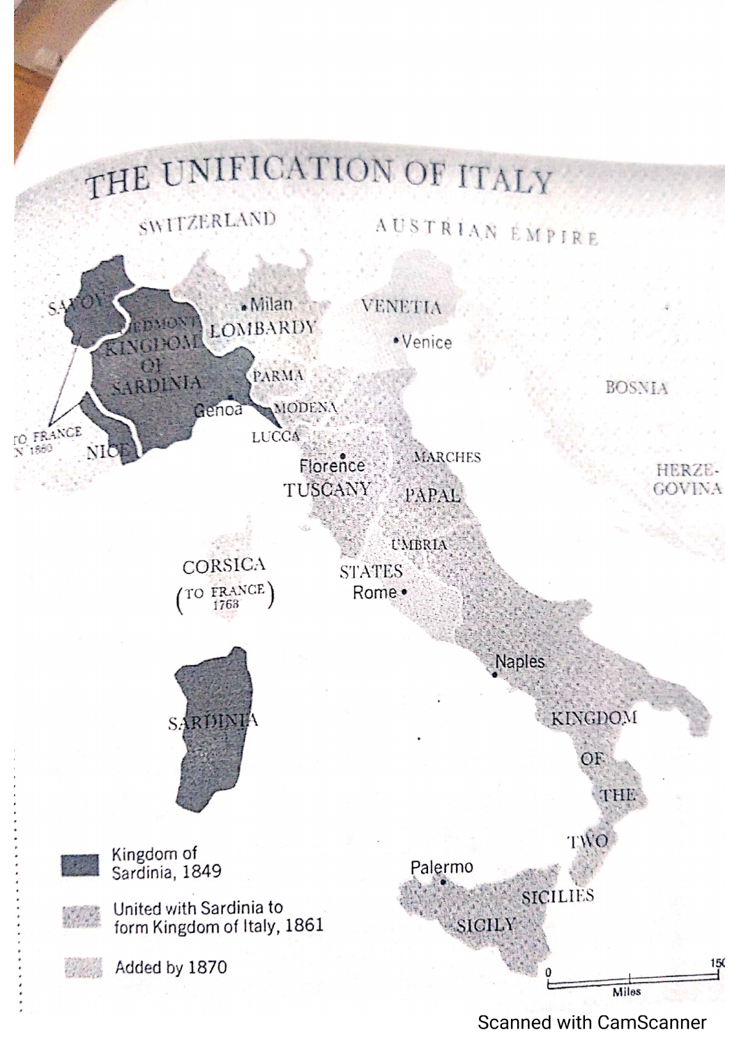# THE UNIFICATION OF ITALY

SWITZERLAND

AUSTRIAN EMPIRE

SAVOY

PIEDMONT

KINGDOM OF SARDINIA

Milan

LOMBARDY

VENETIA

Venice

PARMA

Genoa

MODENA

TO FRANCE IN 1860

NICE

LUCCA

Florence

TUSCANY

MARCHES

PAPAL

UMBRIA

STATES

Rome

BOSNIA

HERZEGOVINA

CORSICA (TO FRANCE 1768)

SARDINIA

Naples

KINGDOM OF THE TWO SICILIES

Palermo

SICILY

Kingdom of Sardinia, 1849

United with Sardinia to form Kingdom of Italy, 1861

Added by 1870

0

150

Miles